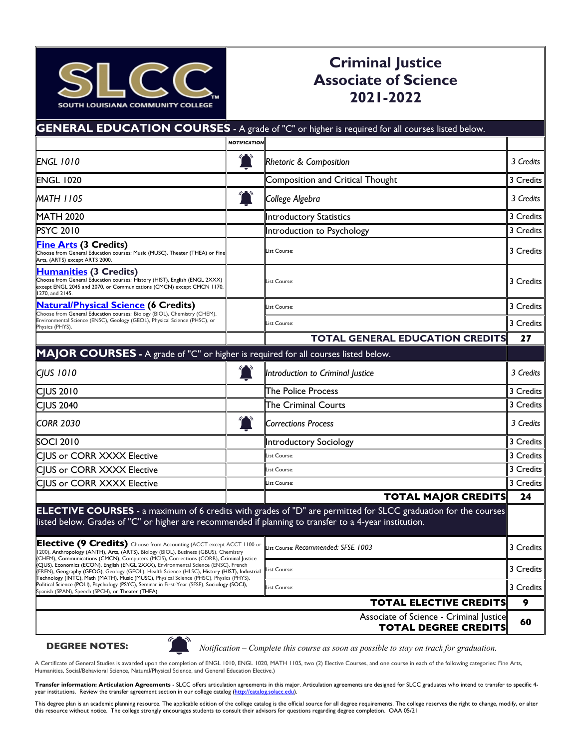SLCC SOUTH LOUISIANA COMMUNITY COLLEGE

# Criminal Justice Associate of Science 2021-2022

## GENERAL EDUCATION COURSES - A grade of "C" or higher is required for all courses listed below.

| Course | NOTIFICATION | Title | Credits |
|---|---|---|---|
| *ENGL 1010* | 🔔 | *Rhetoric & Composition* | *3 Credits* |
| ENGL 1020 | | Composition and Critical Thought | 3 Credits |
| *MATH 1105* | 🔔 | *College Algebra* | *3 Credits* |
| MATH 2020 | | Introductory Statistics | 3 Credits |
| PSYC 2010 | | Introduction to Psychology | 3 Credits |
| **Fine Arts (3 Credits)** Choose from General Education courses: Music (MUSC), Theater (THEA) or Fine Arts, (ARTS) except ARTS 2000. | | List Course: | 3 Credits |
| **Humanities (3 Credits)** Choose from General Education courses: History (HIST), English (ENGL 2XXX) except ENGL 2045 and 2070, or Communications (CMCN) except CMCN 1170, 1270, and 2145. | | List Course: | 3 Credits |
| **Natural/Physical Science (6 Credits)** Choose from General Education courses: Biology (BIOL), Chemistry (CHEM), Environmental Science (ENSC), Geology (GEOL), Physical Science (PHSC), or Physics (PHYS). | | List Course: | 3 Credits |
| | | List Course: | 3 Credits |
| | | **TOTAL GENERAL EDUCATION CREDITS** | **27** |

## MAJOR COURSES - A grade of "C" or higher is required for all courses listed below.

| Course | NOTIFICATION | Title | Credits |
|---|---|---|---|
| *CJUS 1010* | 🔔 | *Introduction to Criminal Justice* | *3 Credits* |
| CJUS 2010 | | The Police Process | 3 Credits |
| CJUS 2040 | | The Criminal Courts | 3 Credits |
| *CORR 2030* | 🔔 | *Corrections Process* | *3 Credits* |
| SOCI 2010 | | Introductory Sociology | 3 Credits |
| CJUS or CORR XXXX Elective | | List Course: | 3 Credits |
| CJUS or CORR XXXX Elective | | List Course: | 3 Credits |
| CJUS or CORR XXXX Elective | | List Course: | 3 Credits |
| | | **TOTAL MAJOR CREDITS** | **24** |

## ELECTIVE COURSES - a maximum of 6 credits with grades of "D" are permitted for SLCC graduation for the courses listed below. Grades of "C" or higher are recommended if planning to transfer to a 4-year institution.

| Course | Title | Credits |
|---|---|---|
| **Elective (9 Credits)** Choose from Accounting (ACCT except ACCT 1100 or 1200), Anthropology (ANTH), Arts, (ARTS), Biology (BIOL), Business (GBUS), Chemistry (CHEM), Communications (CMCN), Computers (MCIS), Corrections (CORR), Criminal Justice (CJUS), Economics (ECON), English (ENGL 2XXX), Environmental Science (ENSC), French (FREN), Geography (GEOG), Geology (GEOL), Health Science (HLSC), History (HIST), Industrial Technology (INTC), Math (MATH), Music (MUSC), Physical Science (PHSC), Physics (PHYS), Political Science (POLI), Psychology (PSYC), Seminar in First-Year (SFSE), Sociology (SOCI), Spanish (SPAN), Speech (SPCH), or Theater (THEA). | List Course: *Recommended: SFSE 1003* | 3 Credits |
| | List Course: | 3 Credits |
| | List Course: | 3 Credits |
| | **TOTAL ELECTIVE CREDITS** | **9** |
| | Associate of Science - Criminal Justice **TOTAL DEGREE CREDITS** | **60** |

**DEGREE NOTES:** 🔔 *Notification – Complete this course as soon as possible to stay on track for graduation.*

A Certificate of General Studies is awarded upon the completion of ENGL 1010, ENGL 1020, MATH 1105, two (2) Elective Courses, and one course in each of the following categories: Fine Arts, Humanities, Social/Behavioral Science, Natural/Physical Science, and General Education Elective.)

**Transfer information: Articulation Agreements** - SLCC offers articulation agreements in this major. Articulation agreements are designed for SLCC graduates who intend to transfer to specific 4-year institutions. Review the transfer agreement section in our college catalog (http://catalog.solacc.edu).

This degree plan is an academic planning resource. The applicable edition of the college catalog is the official source for all degree requirements. The college reserves the right to change, modify, or alter this resource without notice. The college strongly encourages students to consult their advisors for questions regarding degree completion. OAA 05/21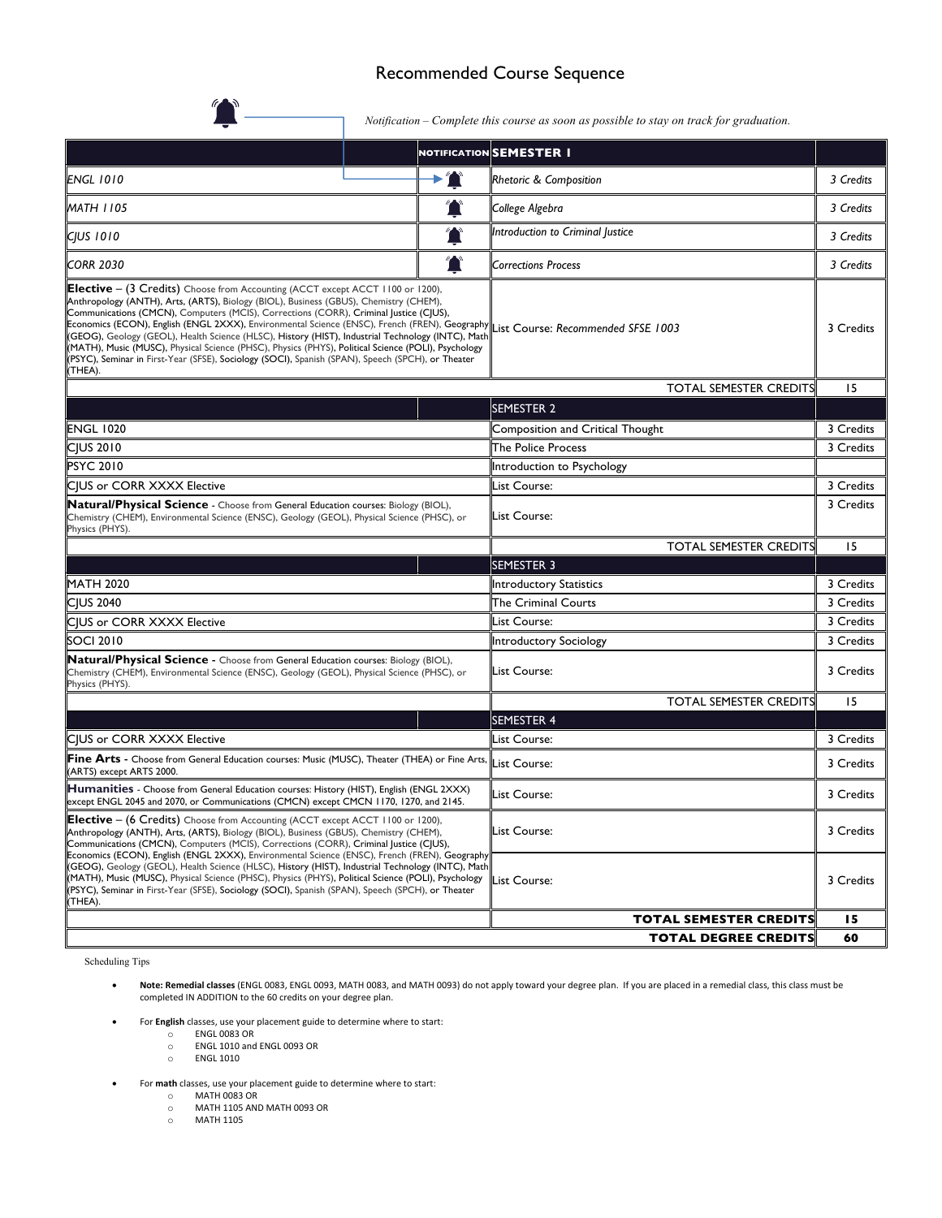# Recommended Course Sequence

*Notification – Complete this course as soon as possible to stay on track for graduation.*

| | NOTIFICATION | SEMESTER 1 | |
|---|---|---|---|
| *ENGL 1010* | 🔔 | *Rhetoric & Composition* | *3 Credits* |
| *MATH 1105* | 🔔 | *College Algebra* | *3 Credits* |
| *CJUS 1010* | 🔔 | *Introduction to Criminal Justice* | *3 Credits* |
| *CORR 2030* | 🔔 | *Corrections Process* | *3 Credits* |
| **Elective** – (3 Credits) Choose from Accounting (ACCT except ACCT 1100 or 1200), Anthropology (ANTH), Arts, (ARTS), Biology (BIOL), Business (GBUS), Chemistry (CHEM), Communications (CMCN), Computers (MCIS), Corrections (CORR), Criminal Justice (CJUS), Economics (ECON), English (ENGL 2XXX), Environmental Science (ENSC), French (FREN), Geography (GEOG), Geology (GEOL), Health Science (HLSC), History (HIST), Industrial Technology (INTC), Math (MATH), Music (MUSC), Physical Science (PHSC), Physics (PHYS), Political Science (POLI), Psychology (PSYC), Seminar in First-Year (SFSE), Sociology (SOCI), Spanish (SPAN), Speech (SPCH), or Theater (THEA). | | List Course: *Recommended SFSE 1003* | 3 Credits |
| | | TOTAL SEMESTER CREDITS | 15 |
| | | SEMESTER 2 | |
| ENGL 1020 | | Composition and Critical Thought | 3 Credits |
| CJUS 2010 | | The Police Process | 3 Credits |
| PSYC 2010 | | Introduction to Psychology | |
| CJUS or CORR XXXX Elective | | List Course: | 3 Credits |
| **Natural/Physical Science** - Choose from General Education courses: Biology (BIOL), Chemistry (CHEM), Environmental Science (ENSC), Geology (GEOL), Physical Science (PHSC), or Physics (PHYS). | | List Course: | 3 Credits |
| | | TOTAL SEMESTER CREDITS | 15 |
| | | SEMESTER 3 | |
| MATH 2020 | | Introductory Statistics | 3 Credits |
| CJUS 2040 | | The Criminal Courts | 3 Credits |
| CJUS or CORR XXXX Elective | | List Course: | 3 Credits |
| SOCI 2010 | | Introductory Sociology | 3 Credits |
| **Natural/Physical Science** - Choose from General Education courses: Biology (BIOL), Chemistry (CHEM), Environmental Science (ENSC), Geology (GEOL), Physical Science (PHSC), or Physics (PHYS). | | List Course: | 3 Credits |
| | | TOTAL SEMESTER CREDITS | 15 |
| | | SEMESTER 4 | |
| CJUS or CORR XXXX Elective | | List Course: | 3 Credits |
| **Fine Arts** - Choose from General Education courses: Music (MUSC), Theater (THEA) or Fine Arts, (ARTS) except ARTS 2000. | | List Course: | 3 Credits |
| **Humanities** - Choose from General Education courses: History (HIST), English (ENGL 2XXX) except ENGL 2045 and 2070, or Communications (CMCN) except CMCN 1170, 1270, and 2145. | | List Course: | 3 Credits |
| **Elective** – (6 Credits) Choose from Accounting (ACCT except ACCT 1100 or 1200), Anthropology (ANTH), Arts, (ARTS), Biology (BIOL), Business (GBUS), Chemistry (CHEM), Communications (CMCN), Computers (MCIS), Corrections (CORR), Criminal Justice (CJUS), Economics (ECON), English (ENGL 2XXX), Environmental Science (ENSC), French (FREN), Geography (GEOG), Geology (GEOL), Health Science (HLSC), History (HIST), Industrial Technology (INTC), Math (MATH), Music (MUSC), Physical Science (PHSC), Physics (PHYS), Political Science (POLI), Psychology (PSYC), Seminar in First-Year (SFSE), Sociology (SOCI), Spanish (SPAN), Speech (SPCH), or Theater (THEA). | | List Course: | 3 Credits |
| | | List Course: | 3 Credits |
| | | **TOTAL SEMESTER CREDITS** | **15** |
| | | **TOTAL DEGREE CREDITS** | **60** |

Scheduling Tips

- **Note: Remedial classes** (ENGL 0083, ENGL 0093, MATH 0083, and MATH 0093) do not apply toward your degree plan. If you are placed in a remedial class, this class must be completed IN ADDITION to the 60 credits on your degree plan.
- For **English** classes, use your placement guide to determine where to start:
  - ENGL 0083 OR
  - ENGL 1010 and ENGL 0093 OR
  - ENGL 1010
- For **math** classes, use your placement guide to determine where to start:
  - MATH 0083 OR
  - MATH 1105 AND MATH 0093 OR
  - MATH 1105